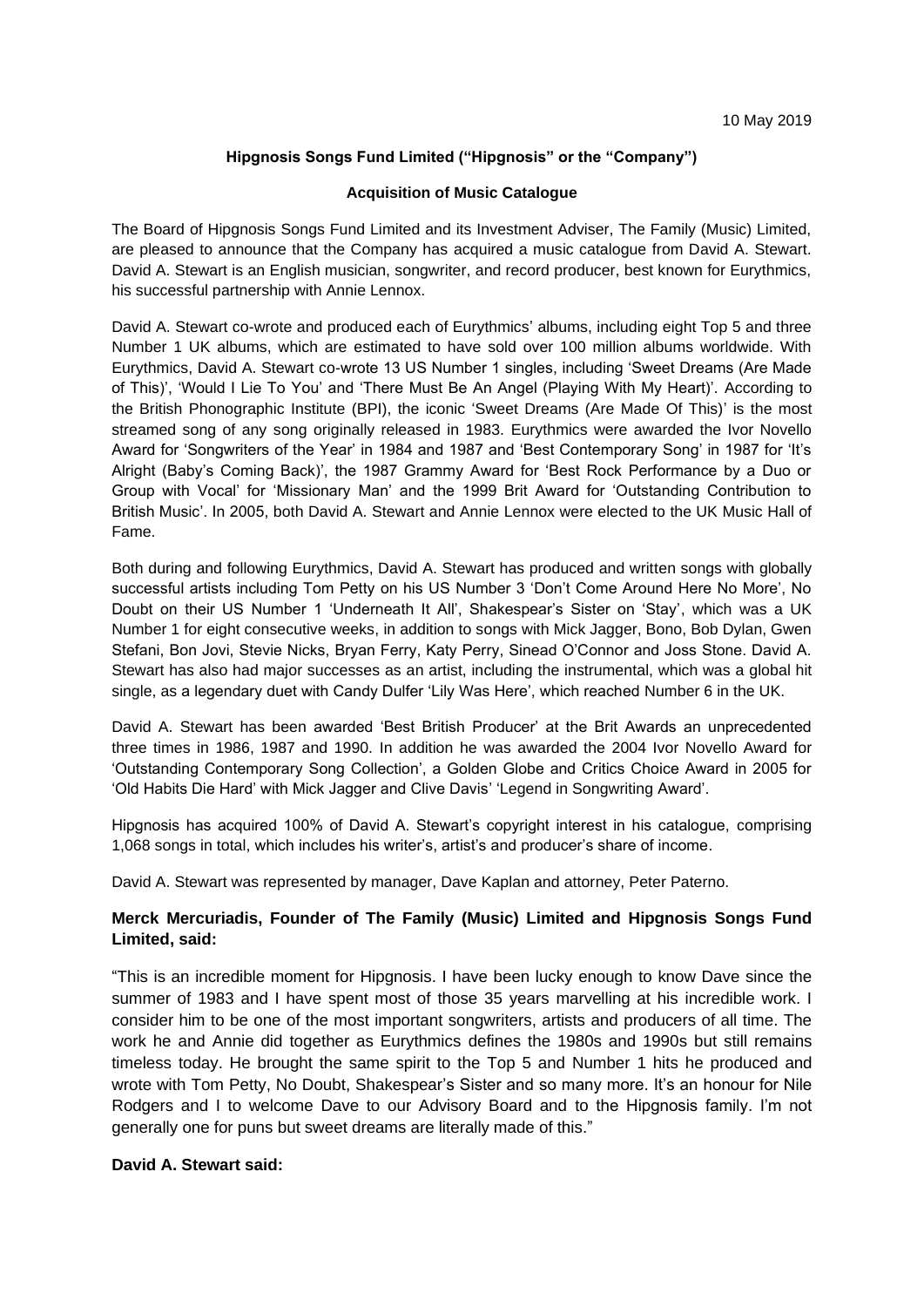10 May 2019

**Hipgnosis Songs Fund Limited ("Hipgnosis" or the "Company")**

**Acquisition of Music Catalogue**

The Board of Hipgnosis Songs Fund Limited and its Investment Adviser, The Family (Music) Limited, are pleased to announce that the Company has acquired a music catalogue from David A. Stewart. David A. Stewart is an English musician, songwriter, and record producer, best known for Eurythmics, his successful partnership with Annie Lennox.

David A. Stewart co-wrote and produced each of Eurythmics' albums, including eight Top 5 and three Number 1 UK albums, which are estimated to have sold over 100 million albums worldwide. With Eurythmics, David A. Stewart co-wrote 13 US Number 1 singles, including 'Sweet Dreams (Are Made of This)', 'Would I Lie To You' and 'There Must Be An Angel (Playing With My Heart)'. According to the British Phonographic Institute (BPI), the iconic 'Sweet Dreams (Are Made Of This)' is the most streamed song of any song originally released in 1983. Eurythmics were awarded the Ivor Novello Award for 'Songwriters of the Year' in 1984 and 1987 and 'Best Contemporary Song' in 1987 for 'It's Alright (Baby's Coming Back)', the 1987 Grammy Award for 'Best Rock Performance by a Duo or Group with Vocal' for 'Missionary Man' and the 1999 Brit Award for 'Outstanding Contribution to British Music'. In 2005, both David A. Stewart and Annie Lennox were elected to the UK Music Hall of Fame.

Both during and following Eurythmics, David A. Stewart has produced and written songs with globally successful artists including Tom Petty on his US Number 3 'Don't Come Around Here No More', No Doubt on their US Number 1 'Underneath It All', Shakespear's Sister on 'Stay', which was a UK Number 1 for eight consecutive weeks, in addition to songs with Mick Jagger, Bono, Bob Dylan, Gwen Stefani, Bon Jovi, Stevie Nicks, Bryan Ferry, Katy Perry, Sinead O'Connor and Joss Stone. David A. Stewart has also had major successes as an artist, including the instrumental, which was a global hit single, as a legendary duet with Candy Dulfer 'Lily Was Here', which reached Number 6 in the UK.

David A. Stewart has been awarded 'Best British Producer' at the Brit Awards an unprecedented three times in 1986, 1987 and 1990. In addition he was awarded the 2004 Ivor Novello Award for 'Outstanding Contemporary Song Collection', a Golden Globe and Critics Choice Award in 2005 for 'Old Habits Die Hard' with Mick Jagger and Clive Davis' 'Legend in Songwriting Award'.

Hipgnosis has acquired 100% of David A. Stewart's copyright interest in his catalogue, comprising 1,068 songs in total, which includes his writer's, artist's and producer's share of income.

David A. Stewart was represented by manager, Dave Kaplan and attorney, Peter Paterno.

**Merck Mercuriadis, Founder of The Family (Music) Limited and Hipgnosis Songs Fund Limited, said:**

"This is an incredible moment for Hipgnosis. I have been lucky enough to know Dave since the summer of 1983 and I have spent most of those 35 years marvelling at his incredible work. I consider him to be one of the most important songwriters, artists and producers of all time. The work he and Annie did together as Eurythmics defines the 1980s and 1990s but still remains timeless today. He brought the same spirit to the Top 5 and Number 1 hits he produced and wrote with Tom Petty, No Doubt, Shakespear's Sister and so many more. It's an honour for Nile Rodgers and I to welcome Dave to our Advisory Board and to the Hipgnosis family. I'm not generally one for puns but sweet dreams are literally made of this."

**David A. Stewart said:**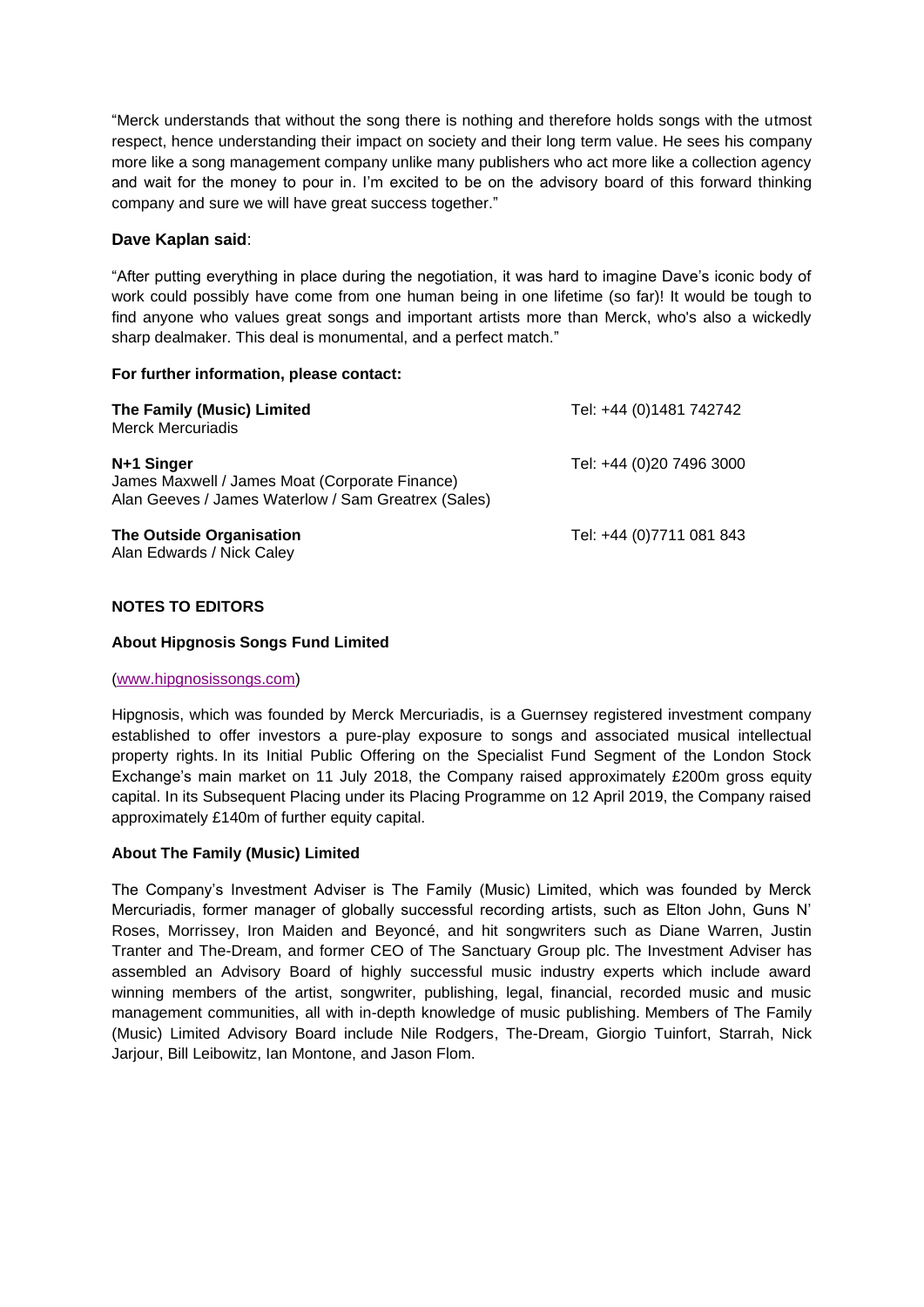"Merck understands that without the song there is nothing and therefore holds songs with the utmost respect, hence understanding their impact on society and their long term value. He sees his company more like a song management company unlike many publishers who act more like a collection agency and wait for the money to pour in. I'm excited to be on the advisory board of this forward thinking company and sure we will have great success together."

**Dave Kaplan said**:

"After putting everything in place during the negotiation, it was hard to imagine Dave's iconic body of work could possibly have come from one human being in one lifetime (so far)! It would be tough to find anyone who values great songs and important artists more than Merck, who's also a wickedly sharp dealmaker. This deal is monumental, and a perfect match."

**For further information, please contact:**

| | |
|---|---|
| **The Family (Music) Limited**<br>Merck Mercuriadis | Tel: +44 (0)1481 742742 |
| **N+1 Singer**<br>James Maxwell / James Moat (Corporate Finance)<br>Alan Geeves / James Waterlow / Sam Greatrex (Sales) | Tel: +44 (0)20 7496 3000 |
| **The Outside Organisation**<br>Alan Edwards / Nick Caley | Tel: +44 (0)7711 081 843 |

**NOTES TO EDITORS**

**About Hipgnosis Songs Fund Limited**

(www.hipgnosissongs.com)

Hipgnosis, which was founded by Merck Mercuriadis, is a Guernsey registered investment company established to offer investors a pure-play exposure to songs and associated musical intellectual property rights. In its Initial Public Offering on the Specialist Fund Segment of the London Stock Exchange's main market on 11 July 2018, the Company raised approximately £200m gross equity capital. In its Subsequent Placing under its Placing Programme on 12 April 2019, the Company raised approximately £140m of further equity capital.

**About The Family (Music) Limited**

The Company's Investment Adviser is The Family (Music) Limited, which was founded by Merck Mercuriadis, former manager of globally successful recording artists, such as Elton John, Guns N' Roses, Morrissey, Iron Maiden and Beyoncé, and hit songwriters such as Diane Warren, Justin Tranter and The-Dream, and former CEO of The Sanctuary Group plc. The Investment Adviser has assembled an Advisory Board of highly successful music industry experts which include award winning members of the artist, songwriter, publishing, legal, financial, recorded music and music management communities, all with in-depth knowledge of music publishing. Members of The Family (Music) Limited Advisory Board include Nile Rodgers, The-Dream, Giorgio Tuinfort, Starrah, Nick Jarjour, Bill Leibowitz, Ian Montone, and Jason Flom.